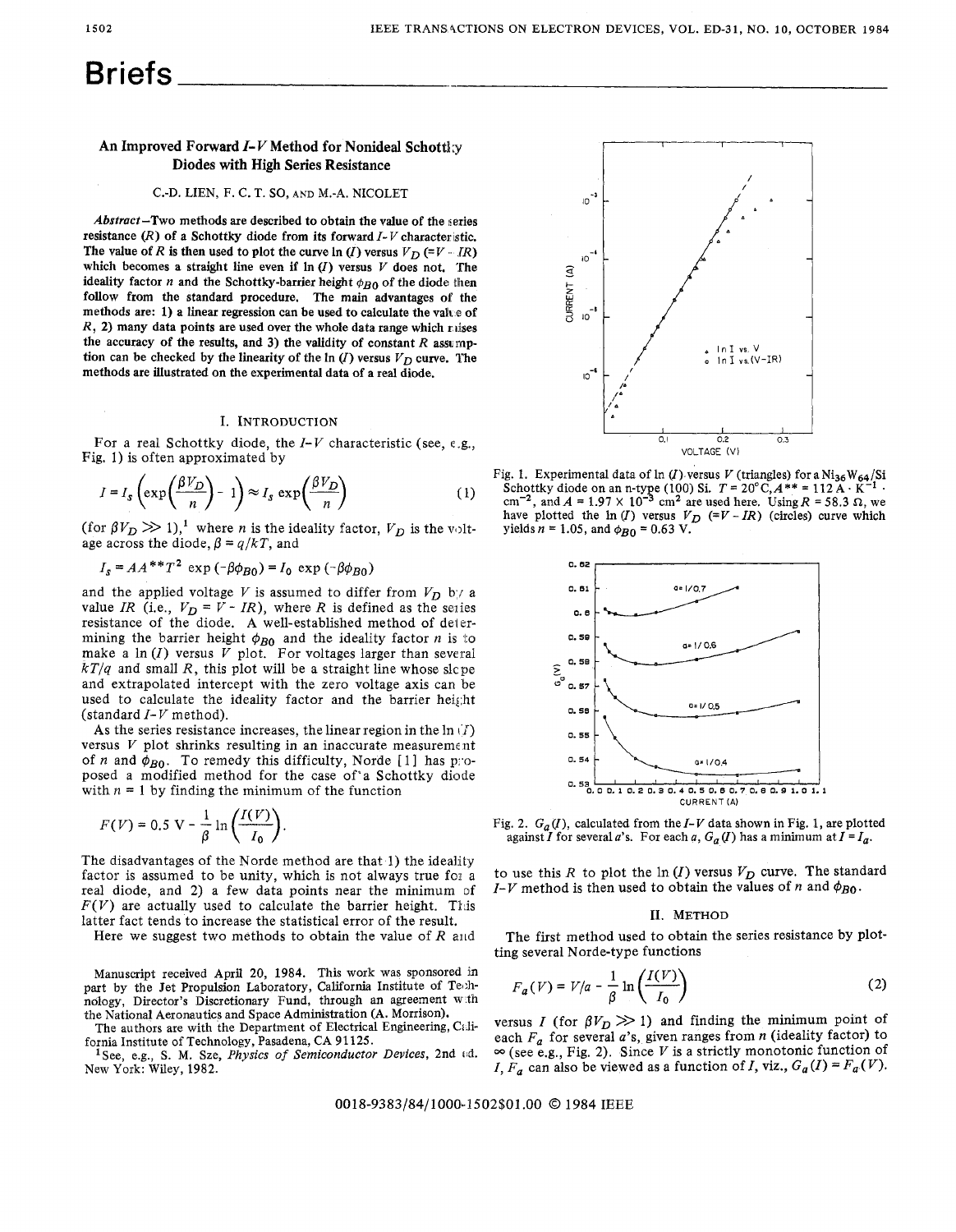# Briefs

## An Improved Forward *I-V* Method for Nonideal Schottky Diodes with High Series Resistance

C.-D. LIEN, F. C. T. SO, AND M.-A. NICOLET

*Abstract*—Two methods are described to obtain the value of the series resistance ($R$) of a Schottky diode from its forward $I$-$V$ characteristic. The value of $R$ is then used to plot the curve $\ln(I)$ versus $V_D$ ($= V - IR$) which becomes a straight line even if $\ln(I)$ versus $V$ does not. The ideality factor $n$ and the Schottky-barrier height $\phi_{B0}$ of the diode then follow from the standard procedure. The main advantages of the methods are: 1) a linear regression can be used to calculate the value of $R$, 2) many data points are used over the whole data range which raises the accuracy of the results, and 3) the validity of constant $R$ assumption can be checked by the linearity of the $\ln(I)$ versus $V_D$ curve. The methods are illustrated on the experimental data of a real diode.

### I. INTRODUCTION

For a real Schottky diode, the $I$-$V$ characteristic (see, e.g., Fig. 1) is often approximated by

$$I = I_s\left(\exp\left(\frac{\beta V_D}{n}\right) - 1\right) \approx I_s \exp\left(\frac{\beta V_D}{n}\right) \tag{1}$$

(for $\beta V_D \gg 1$),[1] where $n$ is the ideality factor, $V_D$ is the voltage across the diode, $\beta = q/kT$, and

$$I_s = AA^{**}T^2 \exp(-\beta\phi_{B0}) = I_0 \exp(-\beta\phi_{B0})$$

and the applied voltage $V$ is assumed to differ from $V_D$ by a value $IR$ (i.e., $V_D = V - IR$), where $R$ is defined as the series resistance of the diode. A well-established method of determining the barrier height $\phi_{B0}$ and the ideality factor $n$ is to make a $\ln(I)$ versus $V$ plot. For voltages larger than several $kT/q$ and small $R$, this plot will be a straight line whose slope and extrapolated intercept with the zero voltage axis can be used to calculate the ideality factor and the barrier height (standard $I$-$V$ method).

As the series resistance increases, the linear region in the $\ln(I)$ versus $V$ plot shrinks resulting in an inaccurate measurement of $n$ and $\phi_{B0}$. To remedy this difficulty, Norde [1] has proposed a modified method for the case of a Schottky diode with $n = 1$ by finding the minimum of the function

$$F(V) = 0.5\ V - \frac{1}{\beta}\ln\left(\frac{I(V)}{I_0}\right).$$

The disadvantages of the Norde method are that 1) the ideality factor is assumed to be unity, which is not always true for a real diode, and 2) a few data points near the minimum of $F(V)$ are actually used to calculate the barrier height. This latter fact tends to increase the statistical error of the result.

Here we suggest two methods to obtain the value of $R$ and to use this $R$ to plot the $\ln(I)$ versus $V_D$ curve. The standard $I$-$V$ method is then used to obtain the values of $n$ and $\phi_{B0}$.

Manuscript received April 20, 1984. This work was sponsored in part by the Jet Propulsion Laboratory, California Institute of Technology, Director's Discretionary Fund, through an agreement with the National Aeronautics and Space Administration (A. Morrison).

The authors are with the Department of Electrical Engineering, California Institute of Technology, Pasadena, CA 91125.

[1] See, e.g., S. M. Sze, *Physics of Semiconductor Devices*, 2nd ed. New York: Wiley, 1982.

Fig. 1. Experimental data of $\ln(I)$ versus $V$ (triangles) for a $Ni_{36}W_{64}$/Si Schottky diode on an n-type (100) Si. $T = 20°C$, $A^{**} = 112\ A \cdot K^{-1} \cdot cm^{-2}$, and $A = 1.97 \times 10^{-3}\ cm^2$ are used here. Using $R = 58.3\ \Omega$, we have plotted the $\ln(I)$ versus $V_D$ ($= V - IR$) (circles) curve which yields $n = 1.05$, and $\phi_{B0} = 0.63$ V.

Fig. 2. $G_a(I)$, calculated from the $I$-$V$ data shown in Fig. 1, are plotted against $I$ for several $a$'s. For each $a$, $G_a(I)$ has a minimum at $I = I_a$.

### II. METHOD

The first method used to obtain the series resistance by plotting several Norde-type functions

$$F_a(V) = V/a - \frac{1}{\beta}\ln\left(\frac{I(V)}{I_0}\right) \tag{2}$$

versus $I$ (for $\beta V_D \gg 1$) and finding the minimum point of each $F_a$ for several $a$'s, given ranges from $n$ (ideality factor) to $\infty$ (see e.g., Fig. 2). Since $V$ is a strictly monotonic function of $I$, $F_a$ can also be viewed as a function of $I$, viz., $G_a(I) = F_a(V)$.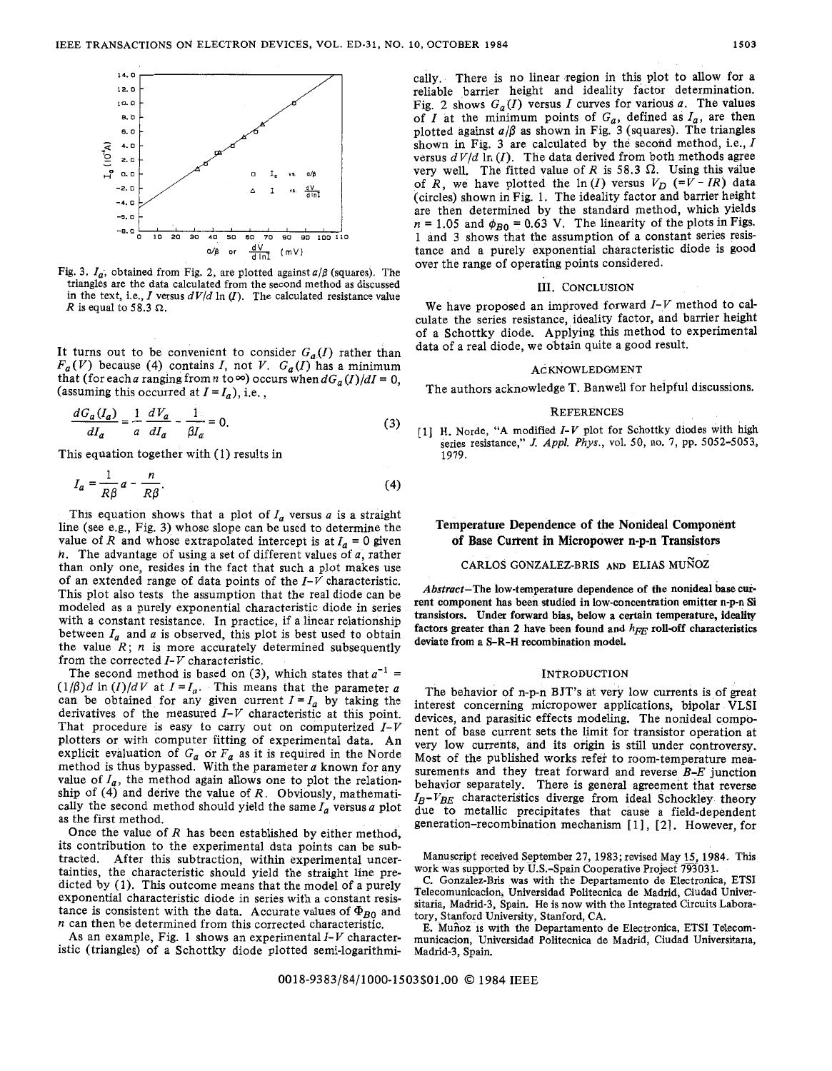14.0
12.0
10.0
8.0
6.0
4.0
2.0
0.0
-2.0
-4.0
-6.0
-8.0

$I_a$ ($10^{-4}$A)

0 10 20 30 40 50 60 70 80 90 100 110

$a/\beta$ or $\frac{dV}{d\ln I}$ (mV)

□ $I_a$ vs. $a/\beta$

△ $I$ vs. $\frac{dV}{d\ln I}$

Fig. 3. $I_a$, obtained from Fig. 2, are plotted against $a/\beta$ (squares). The triangles are the data calculated from the second method as discussed in the text, i.e., $I$ versus $dV/d\ln(I)$. The calculated resistance value $R$ is equal to 58.3 Ω.

It turns out to be convenient to consider $G_a(I)$ rather than $F_a(V)$ because (4) contains $I$, not $V$. $G_a(I)$ has a minimum that (for each $a$ ranging from $n$ to $\infty$) occurs when $dG_a(I)/dI = 0$, (assuming this occurred at $I = I_a$), i.e.,

$$\frac{dG_a(I_a)}{dI_a} = \frac{1}{a}\frac{dV_a}{dI_a} - \frac{1}{\beta I_a} = 0. \tag{3}$$

This equation together with (1) results in

$$I_a = \frac{1}{R\beta}a - \frac{n}{R\beta}. \tag{4}$$

This equation shows that a plot of $I_a$ versus $a$ is a straight line (see e.g., Fig. 3) whose slope can be used to determine the value of $R$ and whose extrapolated intercept is at $I_a = 0$ given $n$. The advantage of using a set of different values of $a$, rather than only one, resides in the fact that such a plot makes use of an extended range of data points of the $I$-$V$ characteristic. This plot also tests the assumption that the real diode can be modeled as a purely exponential characteristic diode in series with a constant resistance. In practice, if a linear relationship between $I_a$ and $a$ is observed, this plot is best used to obtain the value $R$; $n$ is more accurately determined subsequently from the corrected $I$-$V$ characteristic.

The second method is based on (3), which states that $a^{-1} = (1/\beta)d\ln(I)/dV$ at $I = I_a$. This means that the parameter $a$ can be obtained for any given current $I = I_a$ by taking the derivatives of the measured $I$-$V$ characteristic at this point. That procedure is easy to carry out on computerized $I$-$V$ plotters or with computer fitting of experimental data. An explicit evaluation of $G_a$ or $F_a$ as it is required in the Norde method is thus bypassed. With the parameter $a$ known for any value of $I_a$, the method again allows one to plot the relationship of (4) and derive the value of $R$. Obviously, mathematically the second method should yield the same $I_a$ versus $a$ plot as the first method.

Once the value of $R$ has been established by either method, its contribution to the experimental data points can be subtracted. After this subtraction, within experimental uncertainties, the characteristic should yield the straight line predicted by (1). This outcome means that the model of a purely exponential characteristic diode in series with a constant resistance is consistent with the data. Accurate values of $\Phi_{B0}$ and $n$ can then be determined from this corrected characteristic.

As an example, Fig. 1 shows an experimental $I$-$V$ characteristic (triangles) of a Schottky diode plotted semi-logarithmically. There is no linear region in this plot to allow for a reliable barrier height and ideality factor determination. Fig. 2 shows $G_a(I)$ versus $I$ curves for various $a$. The values of $I$ at the minimum points of $G_a$, defined as $I_a$, are then plotted against $a/\beta$ as shown in Fig. 3 (squares). The triangles shown in Fig. 3 are calculated by the second method, i.e., $I$ versus $dV/d\ln(I)$. The data derived from both methods agree very well. The fitted value of $R$ is 58.3 Ω. Using this value of $R$, we have plotted the $\ln(I)$ versus $V_D$ ($= V - IR$) data (circles) shown in Fig. 1. The ideality factor and barrier height are then determined by the standard method, which yields $n = 1.05$ and $\phi_{B0} = 0.63$ V. The linearity of the plots in Figs. 1 and 3 shows that the assumption of a constant series resistance and a purely exponential characteristic diode is good over the range of operating points considered.

## III. Conclusion

We have proposed an improved forward $I$-$V$ method to calculate the series resistance, ideality factor, and barrier height of a Schottky diode. Applying this method to experimental data of a real diode, we obtain quite a good result.

## Acknowledgment

The authors acknowledge T. Banwell for helpful discussions.

## References

[1] H. Norde, "A modified $I$-$V$ plot for Schottky diodes with high series resistance," *J. Appl. Phys.*, vol. 50, no. 7, pp. 5052-5053, 1979.

# Temperature Dependence of the Nonideal Component of Base Current in Micropower n-p-n Transistors

CARLOS GONZALEZ-BRIS AND ELIAS MUÑOZ

***Abstract*—The low-temperature dependence of the nonideal base current component has been studied in low-concentration emitter n-p-n Si transistors. Under forward bias, below a certain temperature, ideality factors greater than 2 have been found and $h_{FE}$ roll-off characteristics deviate from a S-R-H recombination model.**

## Introduction

The behavior of n-p-n BJT's at very low currents is of great interest concerning micropower applications, bipolar VLSI devices, and parasitic effects modeling. The nonideal component of base current sets the limit for transistor operation at very low currents, and its origin is still under controversy. Most of the published works refer to room-temperature measurements and they treat forward and reverse $B$-$E$ junction behavior separately. There is general agreement that reverse $I_B$-$V_{BE}$ characteristics diverge from ideal Schockley theory due to metallic precipitates that cause a field-dependent generation-recombination mechanism [1], [2]. However, for

Manuscript received September 27, 1983; revised May 15, 1984. This work was supported by U.S.-Spain Cooperative Project 793031.

C. Gonzalez-Bris was with the Departamento de Electronica, ETSI Telecomunicacion, Universidad Politecnica de Madrid, Ciudad Universitaria, Madrid-3, Spain. He is now with the Integrated Circuits Laboratory, Stanford University, Stanford, CA.

E. Muñoz is with the Departamento de Electronica, ETSI Telecommunicacion, Universidad Politecnica de Madrid, Ciudad Universitaria, Madrid-3, Spain.

0018-9383/84/1000-1503$01.00 © 1984 IEEE